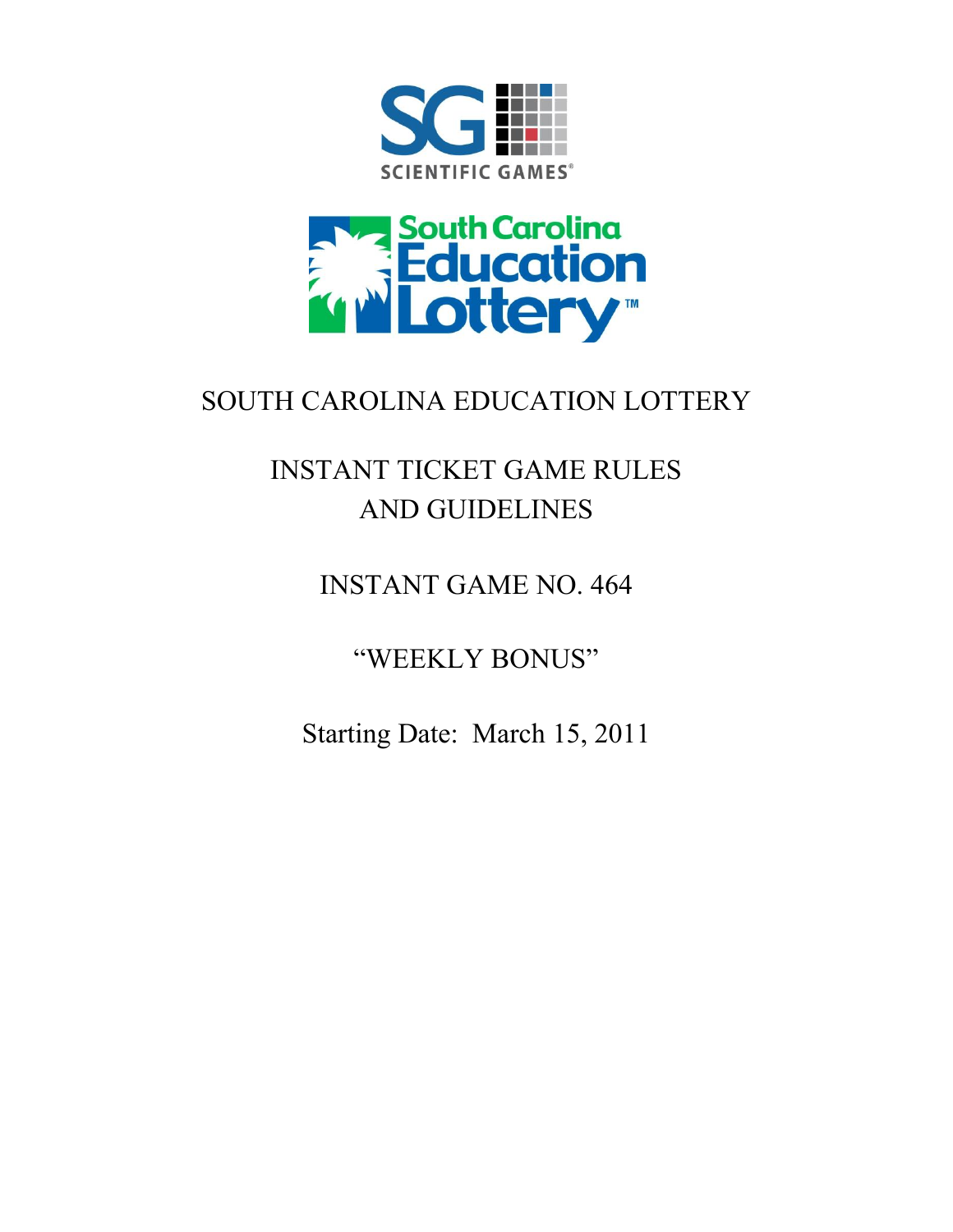SCIENTIFIC GAMES

South Carolina Education Lottery™

# SOUTH CAROLINA EDUCATION LOTTERY

## INSTANT TICKET GAME RULES AND GUIDELINES

## INSTANT GAME NO. 464

## "WEEKLY BONUS"

Starting Date: March 15, 2011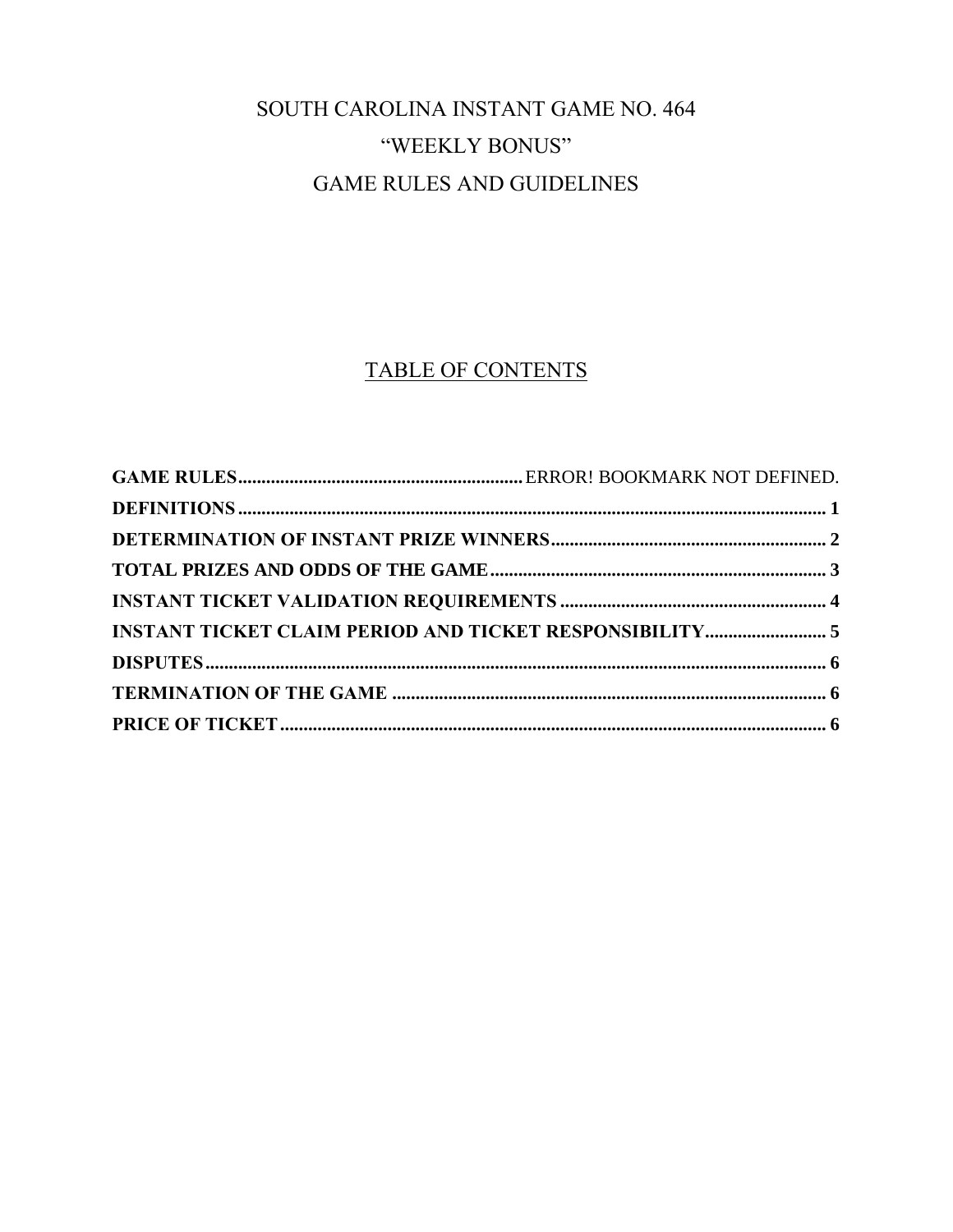# SOUTH CAROLINA INSTANT GAME NO. 464
# "WEEKLY BONUS"
# GAME RULES AND GUIDELINES

## TABLE OF CONTENTS

**GAME RULES**............................................................ERROR! BOOKMARK NOT DEFINED.

**DEFINITIONS**.............................................................................................................................. **1**

**DETERMINATION OF INSTANT PRIZE WINNERS**........................................................... **2**

**TOTAL PRIZES AND ODDS OF THE GAME**....................................................................... **3**

**INSTANT TICKET VALIDATION REQUIREMENTS**......................................................... **4**

**INSTANT TICKET CLAIM PERIOD AND TICKET RESPONSIBILITY**......................... **5**

**DISPUTES**.................................................................................................................................... **6**

**TERMINATION OF THE GAME**............................................................................................ **6**

**PRICE OF TICKET**.................................................................................................................... **6**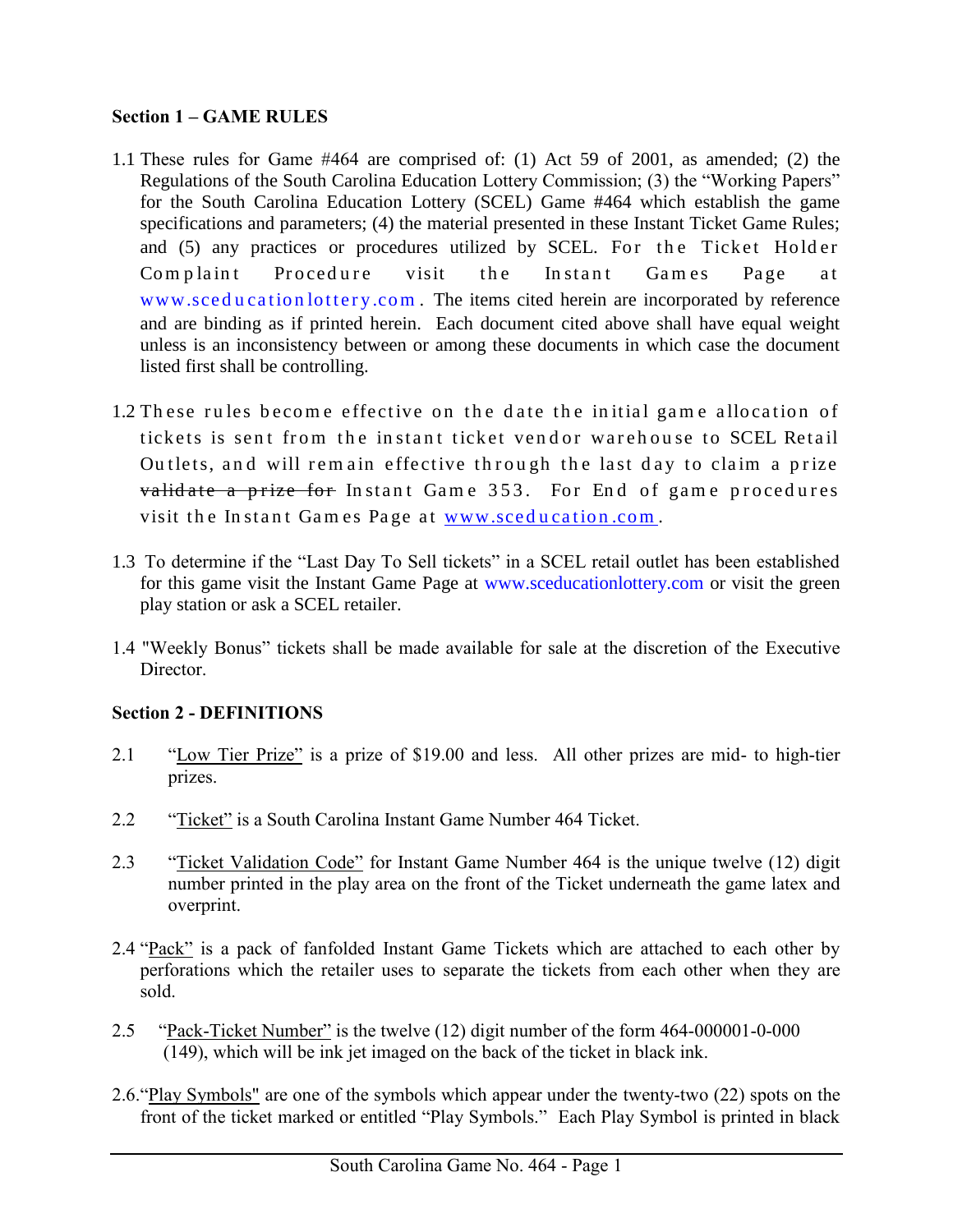**Section 1 – GAME RULES**

1.1 These rules for Game #464 are comprised of: (1) Act 59 of 2001, as amended; (2) the Regulations of the South Carolina Education Lottery Commission; (3) the "Working Papers" for the South Carolina Education Lottery (SCEL) Game #464 which establish the game specifications and parameters; (4) the material presented in these Instant Ticket Game Rules; and (5) any practices or procedures utilized by SCEL. For the Ticket Holder Complaint Procedure visit the Instant Games Page at www.sceducationlottery.com. The items cited herein are incorporated by reference and are binding as if printed herein. Each document cited above shall have equal weight unless is an inconsistency between or among these documents in which case the document listed first shall be controlling.

1.2 These rules become effective on the date the initial game allocation of tickets is sent from the instant ticket vendor warehouse to SCEL Retail Outlets, and will remain effective through the last day to claim a prize ~~validate a prize for~~ Instant Game 353. For End of game procedures visit the Instant Games Page at www.sceducation.com.

1.3 To determine if the "Last Day To Sell tickets" in a SCEL retail outlet has been established for this game visit the Instant Game Page at www.sceducationlottery.com or visit the green play station or ask a SCEL retailer.

1.4 "Weekly Bonus" tickets shall be made available for sale at the discretion of the Executive Director.

**Section 2 - DEFINITIONS**

2.1 "Low Tier Prize" is a prize of $19.00 and less. All other prizes are mid- to high-tier prizes.

2.2 "Ticket" is a South Carolina Instant Game Number 464 Ticket.

2.3 "Ticket Validation Code" for Instant Game Number 464 is the unique twelve (12) digit number printed in the play area on the front of the Ticket underneath the game latex and overprint.

2.4 "Pack" is a pack of fanfolded Instant Game Tickets which are attached to each other by perforations which the retailer uses to separate the tickets from each other when they are sold.

2.5 "Pack-Ticket Number" is the twelve (12) digit number of the form 464-000001-0-000 (149), which will be ink jet imaged on the back of the ticket in black ink.

2.6. "Play Symbols" are one of the symbols which appear under the twenty-two (22) spots on the front of the ticket marked or entitled "Play Symbols." Each Play Symbol is printed in black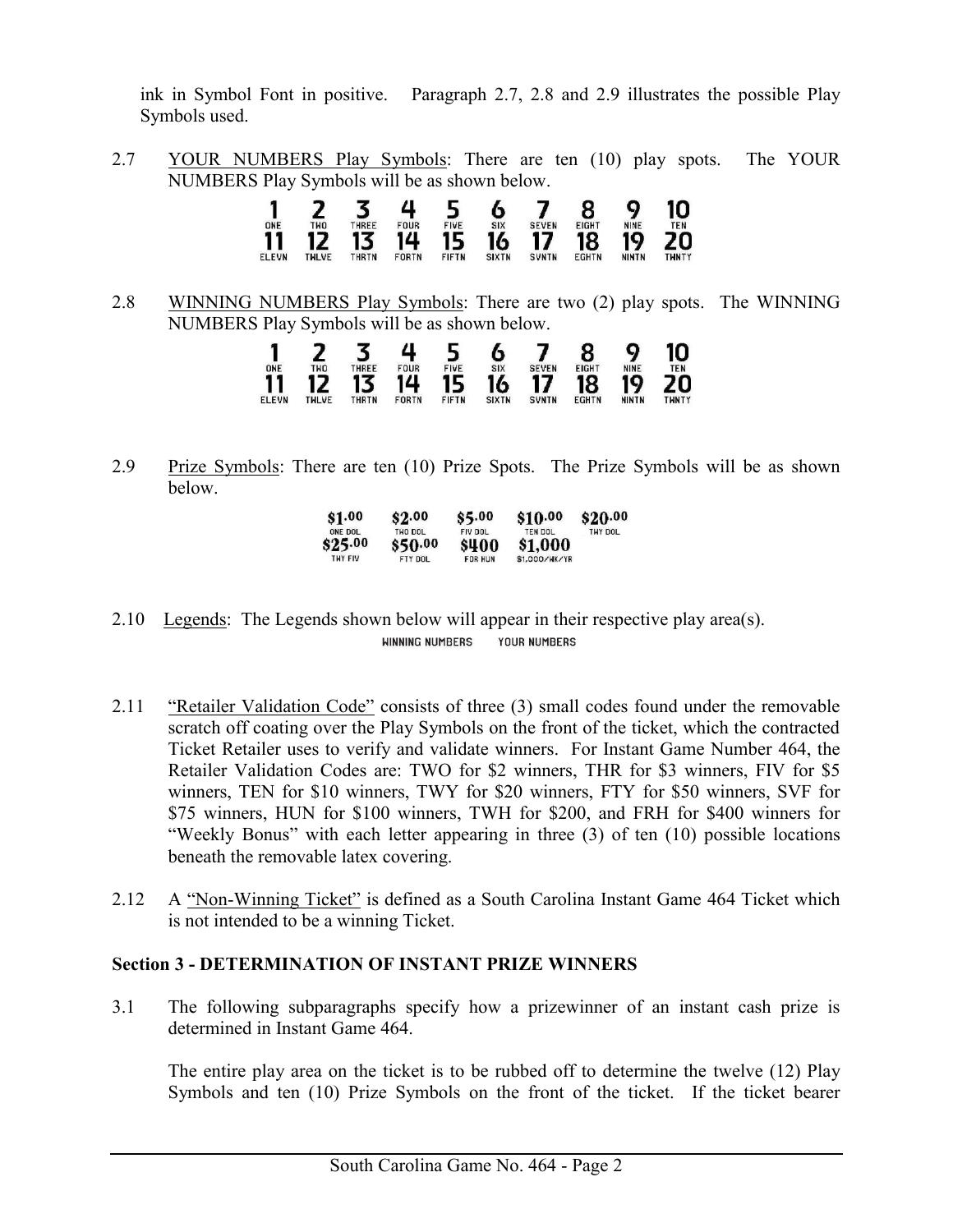ink in Symbol Font in positive. Paragraph 2.7, 2.8 and 2.9 illustrates the possible Play Symbols used.

2.7 YOUR NUMBERS Play Symbols: There are ten (10) play spots. The YOUR NUMBERS Play Symbols will be as shown below.

| 1 | 2 | 3 | 4 | 5 | 6 | 7 | 8 | 9 | 10 |
|---|---|---|---|---|---|---|---|---|---|
| ONE | TWO | THREE | FOUR | FIVE | SIX | SEVEN | EIGHT | NINE | TEN |
| 11 | 12 | 13 | 14 | 15 | 16 | 17 | 18 | 19 | 20 |
| ELEVN | TWLVE | THRTN | FORTN | FIFTN | SIXTN | SVNTN | EGHTN | NINTN | TWNTY |

2.8 WINNING NUMBERS Play Symbols: There are two (2) play spots. The WINNING NUMBERS Play Symbols will be as shown below.

| 1 | 2 | 3 | 4 | 5 | 6 | 7 | 8 | 9 | 10 |
|---|---|---|---|---|---|---|---|---|---|
| ONE | TWO | THREE | FOUR | FIVE | SIX | SEVEN | EIGHT | NINE | TEN |
| 11 | 12 | 13 | 14 | 15 | 16 | 17 | 18 | 19 | 20 |
| ELEVN | TWLVE | THRTN | FORTN | FIFTN | SIXTN | SVNTN | EGHTN | NINTN | TWNTY |

2.9 Prize Symbols: There are ten (10) Prize Spots. The Prize Symbols will be as shown below.

| $1.00 | $2.00 | $5.00 | $10.00 | $20.00 |
|---|---|---|---|---|
| ONE DOL | TWO DOL | FIV DOL | TEN DOL | TWY DOL |
| $25.00 | $50.00 | $400 | $1,000 | |
| TWY FIV | FTY DOL | FOR HUN | $1,000/WK/YR | |

2.10 Legends: The Legends shown below will appear in their respective play area(s).

WINNING NUMBERS YOUR NUMBERS

2.11 "Retailer Validation Code" consists of three (3) small codes found under the removable scratch off coating over the Play Symbols on the front of the ticket, which the contracted Ticket Retailer uses to verify and validate winners. For Instant Game Number 464, the Retailer Validation Codes are: TWO for $2 winners, THR for $3 winners, FIV for $5 winners, TEN for $10 winners, TWY for $20 winners, FTY for $50 winners, SVF for $75 winners, HUN for $100 winners, TWH for $200, and FRH for $400 winners for "Weekly Bonus" with each letter appearing in three (3) of ten (10) possible locations beneath the removable latex covering.

2.12 A "Non-Winning Ticket" is defined as a South Carolina Instant Game 464 Ticket which is not intended to be a winning Ticket.

## Section 3 - DETERMINATION OF INSTANT PRIZE WINNERS

3.1 The following subparagraphs specify how a prizewinner of an instant cash prize is determined in Instant Game 464.

The entire play area on the ticket is to be rubbed off to determine the twelve (12) Play Symbols and ten (10) Prize Symbols on the front of the ticket. If the ticket bearer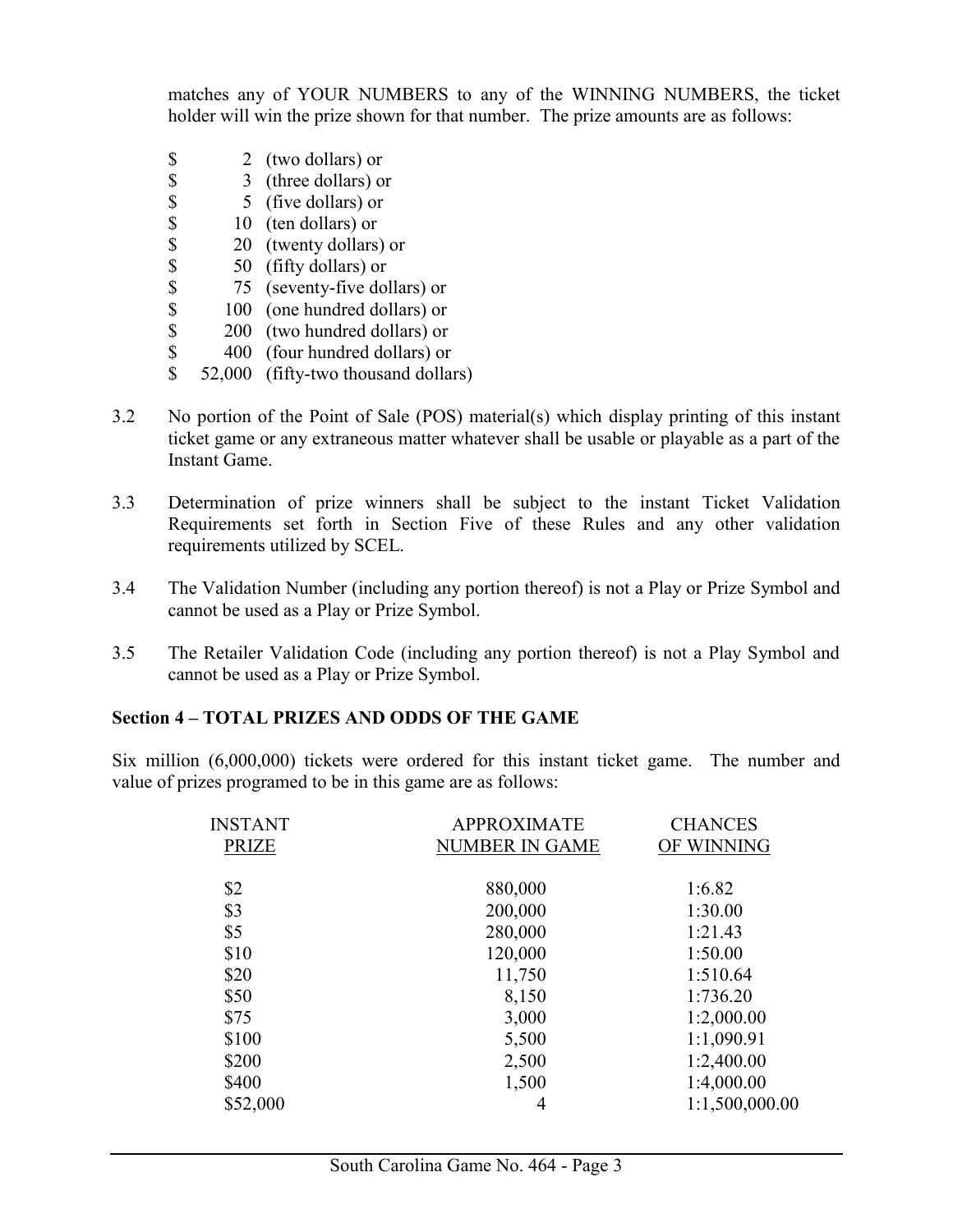matches any of YOUR NUMBERS to any of the WINNING NUMBERS, the ticket holder will win the prize shown for that number. The prize amounts are as follows:

| | | |
|---|---|---|
| $ | 2 | (two dollars) or |
| $ | 3 | (three dollars) or |
| $ | 5 | (five dollars) or |
| $ | 10 | (ten dollars) or |
| $ | 20 | (twenty dollars) or |
| $ | 50 | (fifty dollars) or |
| $ | 75 | (seventy-five dollars) or |
| $ | 100 | (one hundred dollars) or |
| $ | 200 | (two hundred dollars) or |
| $ | 400 | (four hundred dollars) or |
| $ | 52,000 | (fifty-two thousand dollars) |

3.2 No portion of the Point of Sale (POS) material(s) which display printing of this instant ticket game or any extraneous matter whatever shall be usable or playable as a part of the Instant Game.

3.3 Determination of prize winners shall be subject to the instant Ticket Validation Requirements set forth in Section Five of these Rules and any other validation requirements utilized by SCEL.

3.4 The Validation Number (including any portion thereof) is not a Play or Prize Symbol and cannot be used as a Play or Prize Symbol.

3.5 The Retailer Validation Code (including any portion thereof) is not a Play Symbol and cannot be used as a Play or Prize Symbol.

**Section 4 – TOTAL PRIZES AND ODDS OF THE GAME**

Six million (6,000,000) tickets were ordered for this instant ticket game. The number and value of prizes programed to be in this game are as follows:

| INSTANT PRIZE | APPROXIMATE NUMBER IN GAME | CHANCES OF WINNING |
|---|---|---|
| $2 | 880,000 | 1:6.82 |
| $3 | 200,000 | 1:30.00 |
| $5 | 280,000 | 1:21.43 |
| $10 | 120,000 | 1:50.00 |
| $20 | 11,750 | 1:510.64 |
| $50 | 8,150 | 1:736.20 |
| $75 | 3,000 | 1:2,000.00 |
| $100 | 5,500 | 1:1,090.91 |
| $200 | 2,500 | 1:2,400.00 |
| $400 | 1,500 | 1:4,000.00 |
| $52,000 | 4 | 1:1,500,000.00 |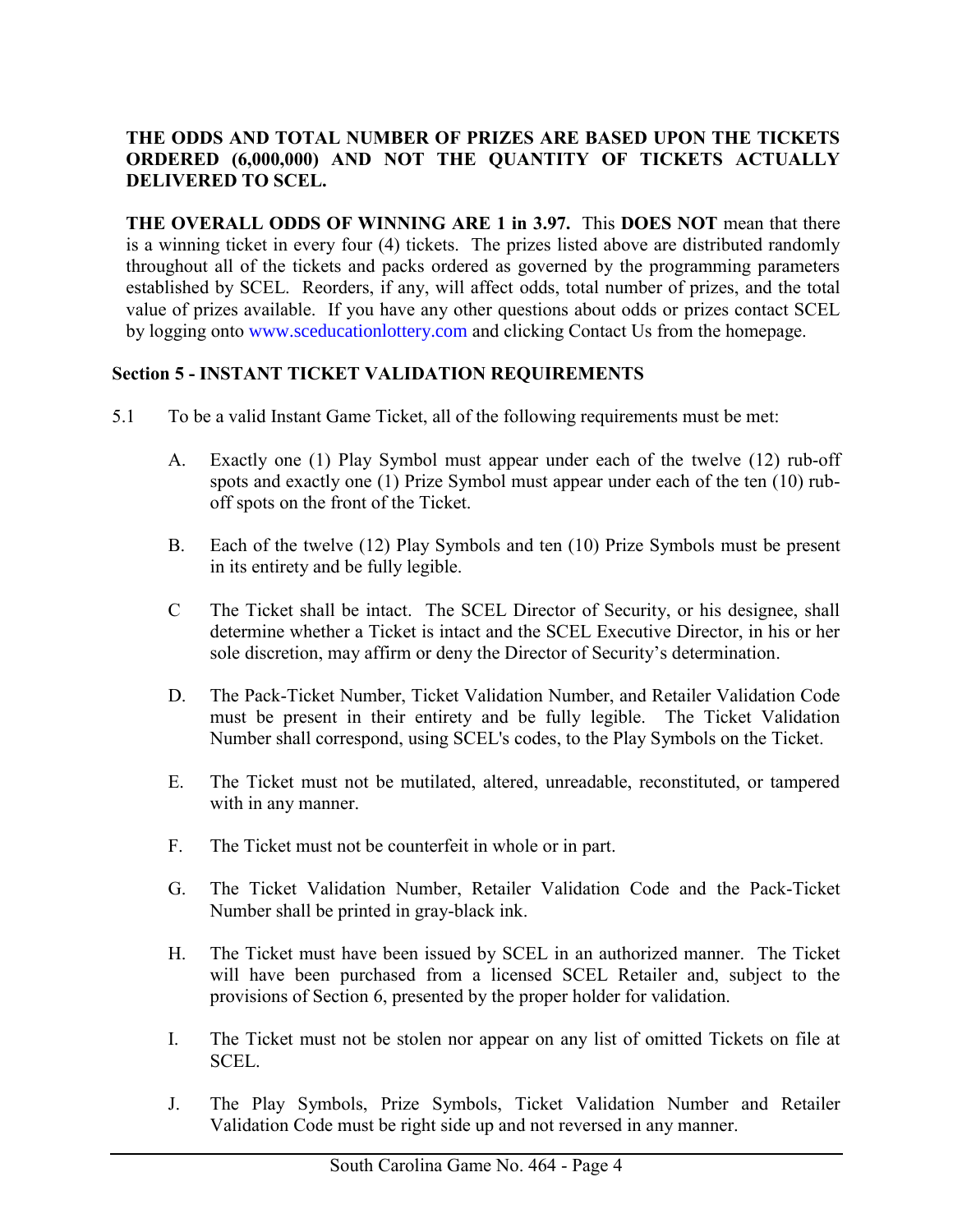**THE ODDS AND TOTAL NUMBER OF PRIZES ARE BASED UPON THE TICKETS ORDERED (6,000,000) AND NOT THE QUANTITY OF TICKETS ACTUALLY DELIVERED TO SCEL.**

**THE OVERALL ODDS OF WINNING ARE 1 in 3.97.** This **DOES NOT** mean that there is a winning ticket in every four (4) tickets. The prizes listed above are distributed randomly throughout all of the tickets and packs ordered as governed by the programming parameters established by SCEL. Reorders, if any, will affect odds, total number of prizes, and the total value of prizes available. If you have any other questions about odds or prizes contact SCEL by logging onto www.sceducationlottery.com and clicking Contact Us from the homepage.

## Section 5 - INSTANT TICKET VALIDATION REQUIREMENTS

5.1 To be a valid Instant Game Ticket, all of the following requirements must be met:

A. Exactly one (1) Play Symbol must appear under each of the twelve (12) rub-off spots and exactly one (1) Prize Symbol must appear under each of the ten (10) rub-off spots on the front of the Ticket.

B. Each of the twelve (12) Play Symbols and ten (10) Prize Symbols must be present in its entirety and be fully legible.

C The Ticket shall be intact. The SCEL Director of Security, or his designee, shall determine whether a Ticket is intact and the SCEL Executive Director, in his or her sole discretion, may affirm or deny the Director of Security's determination.

D. The Pack-Ticket Number, Ticket Validation Number, and Retailer Validation Code must be present in their entirety and be fully legible. The Ticket Validation Number shall correspond, using SCEL's codes, to the Play Symbols on the Ticket.

E. The Ticket must not be mutilated, altered, unreadable, reconstituted, or tampered with in any manner.

F. The Ticket must not be counterfeit in whole or in part.

G. The Ticket Validation Number, Retailer Validation Code and the Pack-Ticket Number shall be printed in gray-black ink.

H. The Ticket must have been issued by SCEL in an authorized manner. The Ticket will have been purchased from a licensed SCEL Retailer and, subject to the provisions of Section 6, presented by the proper holder for validation.

I. The Ticket must not be stolen nor appear on any list of omitted Tickets on file at SCEL.

J. The Play Symbols, Prize Symbols, Ticket Validation Number and Retailer Validation Code must be right side up and not reversed in any manner.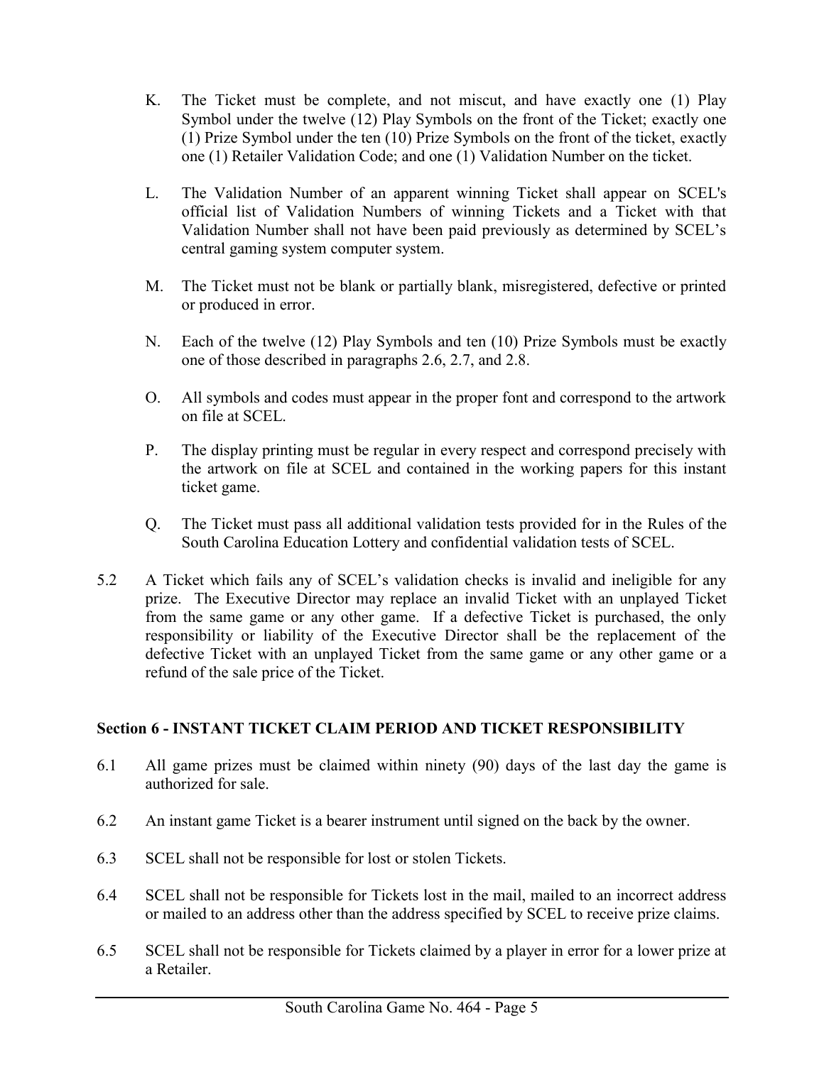K. The Ticket must be complete, and not miscut, and have exactly one (1) Play Symbol under the twelve (12) Play Symbols on the front of the Ticket; exactly one (1) Prize Symbol under the ten (10) Prize Symbols on the front of the ticket, exactly one (1) Retailer Validation Code; and one (1) Validation Number on the ticket.

L. The Validation Number of an apparent winning Ticket shall appear on SCEL's official list of Validation Numbers of winning Tickets and a Ticket with that Validation Number shall not have been paid previously as determined by SCEL's central gaming system computer system.

M. The Ticket must not be blank or partially blank, misregistered, defective or printed or produced in error.

N. Each of the twelve (12) Play Symbols and ten (10) Prize Symbols must be exactly one of those described in paragraphs 2.6, 2.7, and 2.8.

O. All symbols and codes must appear in the proper font and correspond to the artwork on file at SCEL.

P. The display printing must be regular in every respect and correspond precisely with the artwork on file at SCEL and contained in the working papers for this instant ticket game.

Q. The Ticket must pass all additional validation tests provided for in the Rules of the South Carolina Education Lottery and confidential validation tests of SCEL.

5.2 A Ticket which fails any of SCEL's validation checks is invalid and ineligible for any prize. The Executive Director may replace an invalid Ticket with an unplayed Ticket from the same game or any other game. If a defective Ticket is purchased, the only responsibility or liability of the Executive Director shall be the replacement of the defective Ticket with an unplayed Ticket from the same game or any other game or a refund of the sale price of the Ticket.

**Section 6 - INSTANT TICKET CLAIM PERIOD AND TICKET RESPONSIBILITY**

6.1 All game prizes must be claimed within ninety (90) days of the last day the game is authorized for sale.

6.2 An instant game Ticket is a bearer instrument until signed on the back by the owner.

6.3 SCEL shall not be responsible for lost or stolen Tickets.

6.4 SCEL shall not be responsible for Tickets lost in the mail, mailed to an incorrect address or mailed to an address other than the address specified by SCEL to receive prize claims.

6.5 SCEL shall not be responsible for Tickets claimed by a player in error for a lower prize at a Retailer.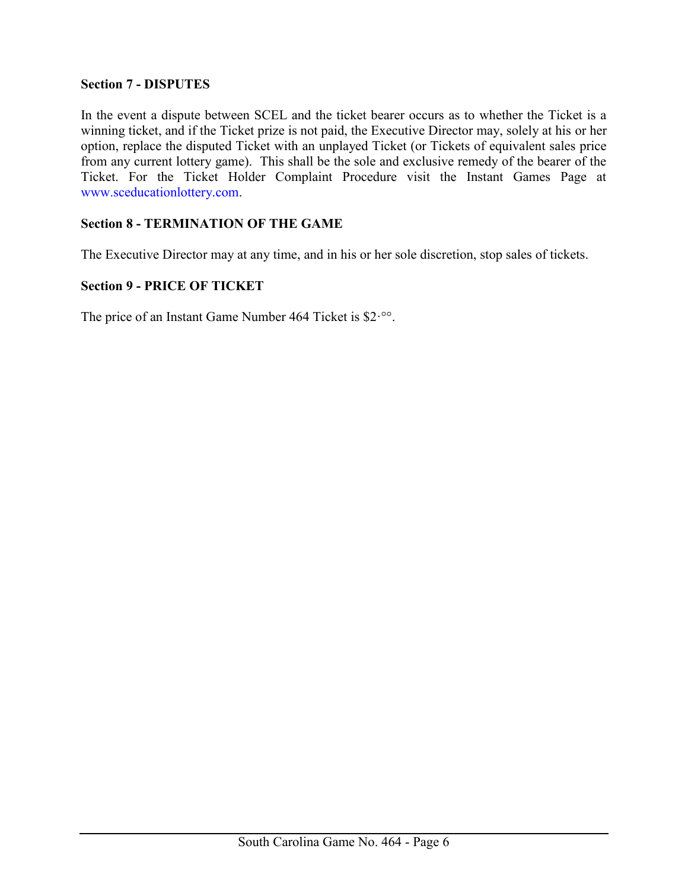**Section 7 - DISPUTES**

In the event a dispute between SCEL and the ticket bearer occurs as to whether the Ticket is a winning ticket, and if the Ticket prize is not paid, the Executive Director may, solely at his or her option, replace the disputed Ticket with an unplayed Ticket (or Tickets of equivalent sales price from any current lottery game). This shall be the sole and exclusive remedy of the bearer of the Ticket. For the Ticket Holder Complaint Procedure visit the Instant Games Page at www.sceducationlottery.com.

**Section 8 - TERMINATION OF THE GAME**

The Executive Director may at any time, and in his or her sole discretion, stop sales of tickets.

**Section 9 - PRICE OF TICKET**

The price of an Instant Game Number 464 Ticket is $2.00.